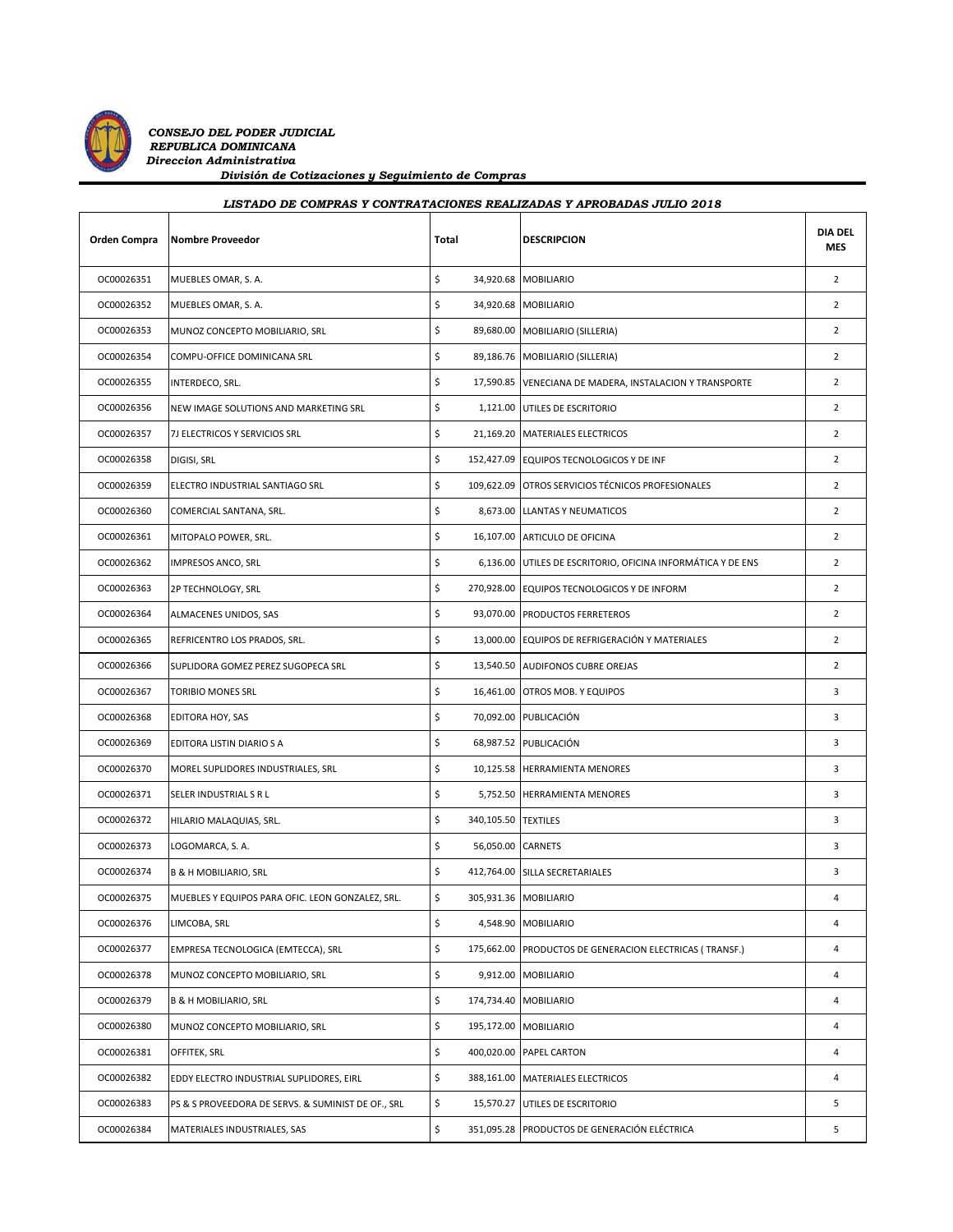*CONSEJO DEL PODER JUDICIAL*
*REPUBLICA DOMINICANA*
*Direccion Administrativa*
*División de Cotizaciones y Seguimiento de Compras*

***LISTADO DE COMPRAS Y CONTRATACIONES REALIZADAS Y APROBADAS JULIO 2018***

| Orden Compra | Nombre Proveedor | Total | DESCRIPCION | DIA DEL MES |
|---|---|---|---|---|
| OC00026351 | MUEBLES OMAR, S. A. | $ 34,920.68 | MOBILIARIO | 2 |
| OC00026352 | MUEBLES OMAR, S. A. | $ 34,920.68 | MOBILIARIO | 2 |
| OC00026353 | MUNOZ CONCEPTO MOBILIARIO, SRL | $ 89,680.00 | MOBILIARIO (SILLERIA) | 2 |
| OC00026354 | COMPU-OFFICE DOMINICANA SRL | $ 89,186.76 | MOBILIARIO (SILLERIA) | 2 |
| OC00026355 | INTERDECO, SRL. | $ 17,590.85 | VENECIANA DE MADERA, INSTALACION Y TRANSPORTE | 2 |
| OC00026356 | NEW IMAGE SOLUTIONS AND MARKETING SRL | $ 1,121.00 | UTILES DE ESCRITORIO | 2 |
| OC00026357 | 7J ELECTRICOS Y SERVICIOS SRL | $ 21,169.20 | MATERIALES ELECTRICOS | 2 |
| OC00026358 | DIGISI, SRL | $ 152,427.09 | EQUIPOS TECNOLOGICOS Y DE INF | 2 |
| OC00026359 | ELECTRO INDUSTRIAL SANTIAGO SRL | $ 109,622.09 | OTROS SERVICIOS TÉCNICOS PROFESIONALES | 2 |
| OC00026360 | COMERCIAL SANTANA, SRL. | $ 8,673.00 | LLANTAS Y NEUMATICOS | 2 |
| OC00026361 | MITOPALO POWER, SRL. | $ 16,107.00 | ARTICULO DE OFICINA | 2 |
| OC00026362 | IMPRESOS ANCO, SRL | $ 6,136.00 | UTILES DE ESCRITORIO, OFICINA INFORMÁTICA Y DE ENS | 2 |
| OC00026363 | 2P TECHNOLOGY, SRL | $ 270,928.00 | EQUIPOS TECNOLOGICOS Y DE INFORM | 2 |
| OC00026364 | ALMACENES UNIDOS, SAS | $ 93,070.00 | PRODUCTOS FERRETEROS | 2 |
| OC00026365 | REFRICENTRO LOS PRADOS, SRL. | $ 13,000.00 | EQUIPOS DE REFRIGERACIÓN Y MATERIALES | 2 |
| OC00026366 | SUPLIDORA GOMEZ PEREZ SUGOPECA SRL | $ 13,540.50 | AUDIFONOS CUBRE OREJAS | 2 |
| OC00026367 | TORIBIO MONES SRL | $ 16,461.00 | OTROS MOB. Y EQUIPOS | 3 |
| OC00026368 | EDITORA HOY, SAS | $ 70,092.00 | PUBLICACIÓN | 3 |
| OC00026369 | EDITORA LISTIN DIARIO S A | $ 68,987.52 | PUBLICACIÓN | 3 |
| OC00026370 | MOREL SUPLIDORES INDUSTRIALES, SRL | $ 10,125.58 | HERRAMIENTA MENORES | 3 |
| OC00026371 | SELER INDUSTRIAL S R L | $ 5,752.50 | HERRAMIENTA MENORES | 3 |
| OC00026372 | HILARIO MALAQUIAS, SRL. | $ 340,105.50 | TEXTILES | 3 |
| OC00026373 | LOGOMARCA, S. A. | $ 56,050.00 | CARNETS | 3 |
| OC00026374 | B & H MOBILIARIO, SRL | $ 412,764.00 | SILLA SECRETARIALES | 3 |
| OC00026375 | MUEBLES Y EQUIPOS PARA OFIC. LEON GONZALEZ, SRL. | $ 305,931.36 | MOBILIARIO | 4 |
| OC00026376 | LIMCOBA, SRL | $ 4,548.90 | MOBILIARIO | 4 |
| OC00026377 | EMPRESA TECNOLOGICA (EMTECCA), SRL | $ 175,662.00 | PRODUCTOS DE GENERACION ELECTRICAS ( TRANSF.) | 4 |
| OC00026378 | MUNOZ CONCEPTO MOBILIARIO, SRL | $ 9,912.00 | MOBILIARIO | 4 |
| OC00026379 | B & H MOBILIARIO, SRL | $ 174,734.40 | MOBILIARIO | 4 |
| OC00026380 | MUNOZ CONCEPTO MOBILIARIO, SRL | $ 195,172.00 | MOBILIARIO | 4 |
| OC00026381 | OFFITEK, SRL | $ 400,020.00 | PAPEL CARTON | 4 |
| OC00026382 | EDDY ELECTRO INDUSTRIAL SUPLIDORES, EIRL | $ 388,161.00 | MATERIALES ELECTRICOS | 4 |
| OC00026383 | PS & S PROVEEDORA DE SERVS. & SUMINIST DE OF., SRL | $ 15,570.27 | UTILES DE ESCRITORIO | 5 |
| OC00026384 | MATERIALES INDUSTRIALES, SAS | $ 351,095.28 | PRODUCTOS DE GENERACIÓN ELÉCTRICA | 5 |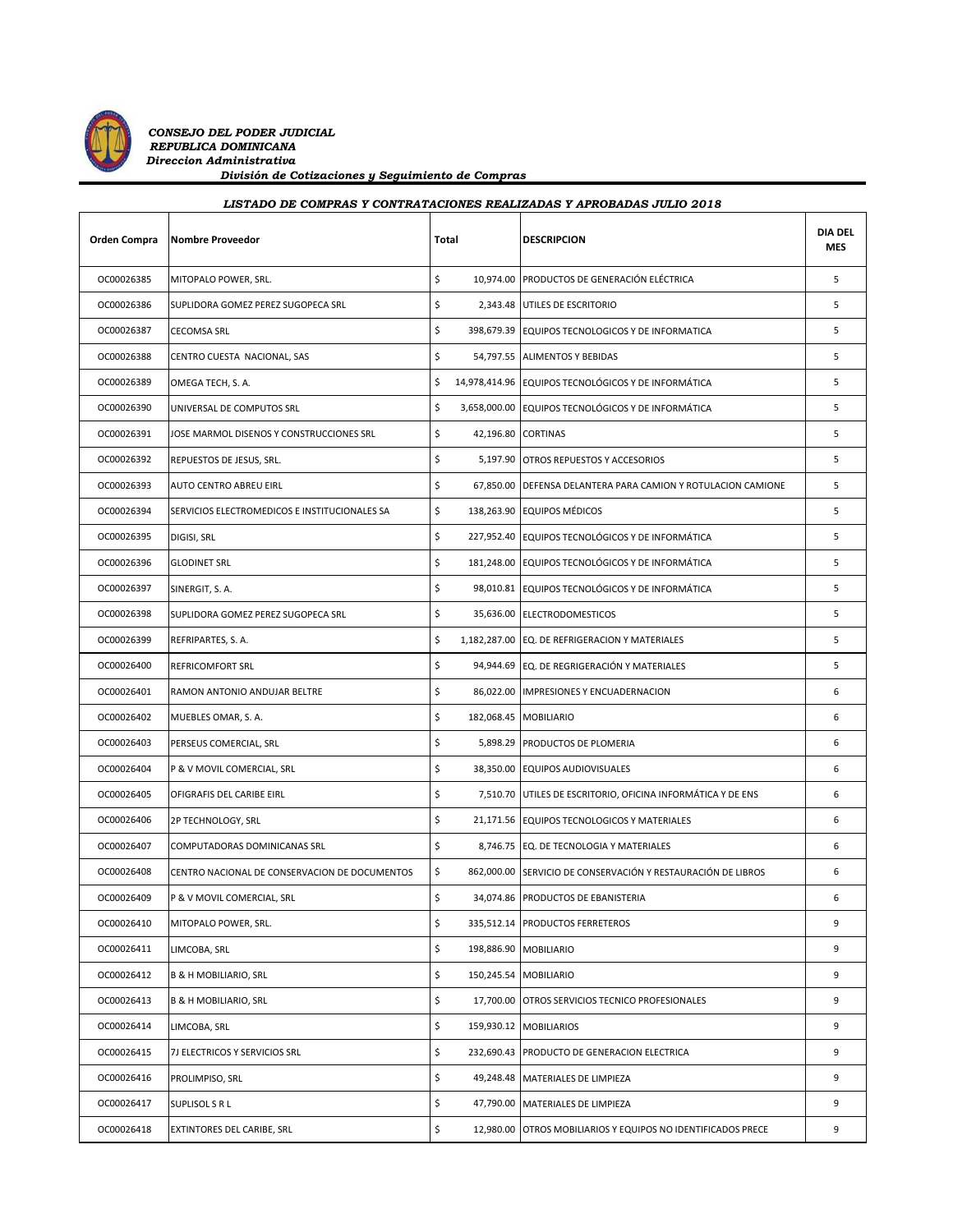*CONSEJO DEL PODER JUDICIAL*
*REPUBLICA DOMINICANA*
*Direccion Administrativa*
*División de Cotizaciones y Seguimiento de Compras*

### *LISTADO DE COMPRAS Y CONTRATACIONES REALIZADAS Y APROBADAS JULIO 2018*

| Orden Compra | Nombre Proveedor | Total | DESCRIPCION | DIA DEL MES |
|---|---|---|---|---|
| OC00026385 | MITOPALO POWER, SRL. | $ 10,974.00 | PRODUCTOS DE GENERACIÓN ELÉCTRICA | 5 |
| OC00026386 | SUPLIDORA GOMEZ PEREZ SUGOPECA SRL | $ 2,343.48 | UTILES DE ESCRITORIO | 5 |
| OC00026387 | CECOMSA SRL | $ 398,679.39 | EQUIPOS TECNOLOGICOS Y DE INFORMATICA | 5 |
| OC00026388 | CENTRO CUESTA NACIONAL, SAS | $ 54,797.55 | ALIMENTOS Y BEBIDAS | 5 |
| OC00026389 | OMEGA TECH, S. A. | $ 14,978,414.96 | EQUIPOS TECNOLÓGICOS Y DE INFORMÁTICA | 5 |
| OC00026390 | UNIVERSAL DE COMPUTOS SRL | $ 3,658,000.00 | EQUIPOS TECNOLÓGICOS Y DE INFORMÁTICA | 5 |
| OC00026391 | JOSE MARMOL DISENOS Y CONSTRUCCIONES SRL | $ 42,196.80 | CORTINAS | 5 |
| OC00026392 | REPUESTOS DE JESUS, SRL. | $ 5,197.90 | OTROS REPUESTOS Y ACCESORIOS | 5 |
| OC00026393 | AUTO CENTRO ABREU EIRL | $ 67,850.00 | DEFENSA DELANTERA PARA CAMION Y ROTULACION CAMIONE | 5 |
| OC00026394 | SERVICIOS ELECTROMEDICOS E INSTITUCIONALES SA | $ 138,263.90 | EQUIPOS MÉDICOS | 5 |
| OC00026395 | DIGISI, SRL | $ 227,952.40 | EQUIPOS TECNOLÓGICOS Y DE INFORMÁTICA | 5 |
| OC00026396 | GLODINET SRL | $ 181,248.00 | EQUIPOS TECNOLÓGICOS Y DE INFORMÁTICA | 5 |
| OC00026397 | SINERGIT, S. A. | $ 98,010.81 | EQUIPOS TECNOLÓGICOS Y DE INFORMÁTICA | 5 |
| OC00026398 | SUPLIDORA GOMEZ PEREZ SUGOPECA SRL | $ 35,636.00 | ELECTRODOMESTICOS | 5 |
| OC00026399 | REFRIPARTES, S. A. | $ 1,182,287.00 | EQ. DE REFRIGERACION Y MATERIALES | 5 |
| OC00026400 | REFRICOMFORT SRL | $ 94,944.69 | EQ. DE REGRIGERACIÓN Y MATERIALES | 5 |
| OC00026401 | RAMON ANTONIO ANDUJAR BELTRE | $ 86,022.00 | IMPRESIONES Y ENCUADERNACION | 6 |
| OC00026402 | MUEBLES OMAR, S. A. | $ 182,068.45 | MOBILIARIO | 6 |
| OC00026403 | PERSEUS COMERCIAL, SRL | $ 5,898.29 | PRODUCTOS DE PLOMERIA | 6 |
| OC00026404 | P & V MOVIL COMERCIAL, SRL | $ 38,350.00 | EQUIPOS AUDIOVISUALES | 6 |
| OC00026405 | OFIGRAFIS DEL CARIBE EIRL | $ 7,510.70 | UTILES DE ESCRITORIO, OFICINA INFORMÁTICA Y DE ENS | 6 |
| OC00026406 | 2P TECHNOLOGY, SRL | $ 21,171.56 | EQUIPOS TECNOLOGICOS Y MATERIALES | 6 |
| OC00026407 | COMPUTADORAS DOMINICANAS SRL | $ 8,746.75 | EQ. DE TECNOLOGIA Y MATERIALES | 6 |
| OC00026408 | CENTRO NACIONAL DE CONSERVACION DE DOCUMENTOS | $ 862,000.00 | SERVICIO DE CONSERVACIÓN Y RESTAURACIÓN DE LIBROS | 6 |
| OC00026409 | P & V MOVIL COMERCIAL, SRL | $ 34,074.86 | PRODUCTOS DE EBANISTERIA | 6 |
| OC00026410 | MITOPALO POWER, SRL. | $ 335,512.14 | PRODUCTOS FERRETEROS | 9 |
| OC00026411 | LIMCOBA, SRL | $ 198,886.90 | MOBILIARIO | 9 |
| OC00026412 | B & H MOBILIARIO, SRL | $ 150,245.54 | MOBILIARIO | 9 |
| OC00026413 | B & H MOBILIARIO, SRL | $ 17,700.00 | OTROS SERVICIOS TECNICO PROFESIONALES | 9 |
| OC00026414 | LIMCOBA, SRL | $ 159,930.12 | MOBILIARIOS | 9 |
| OC00026415 | 7J ELECTRICOS Y SERVICIOS SRL | $ 232,690.43 | PRODUCTO DE GENERACION ELECTRICA | 9 |
| OC00026416 | PROLIMPISO, SRL | $ 49,248.48 | MATERIALES DE LIMPIEZA | 9 |
| OC00026417 | SUPLISOL S R L | $ 47,790.00 | MATERIALES DE LIMPIEZA | 9 |
| OC00026418 | EXTINTORES DEL CARIBE, SRL | $ 12,980.00 | OTROS MOBILIARIOS Y EQUIPOS NO IDENTIFICADOS PRECE | 9 |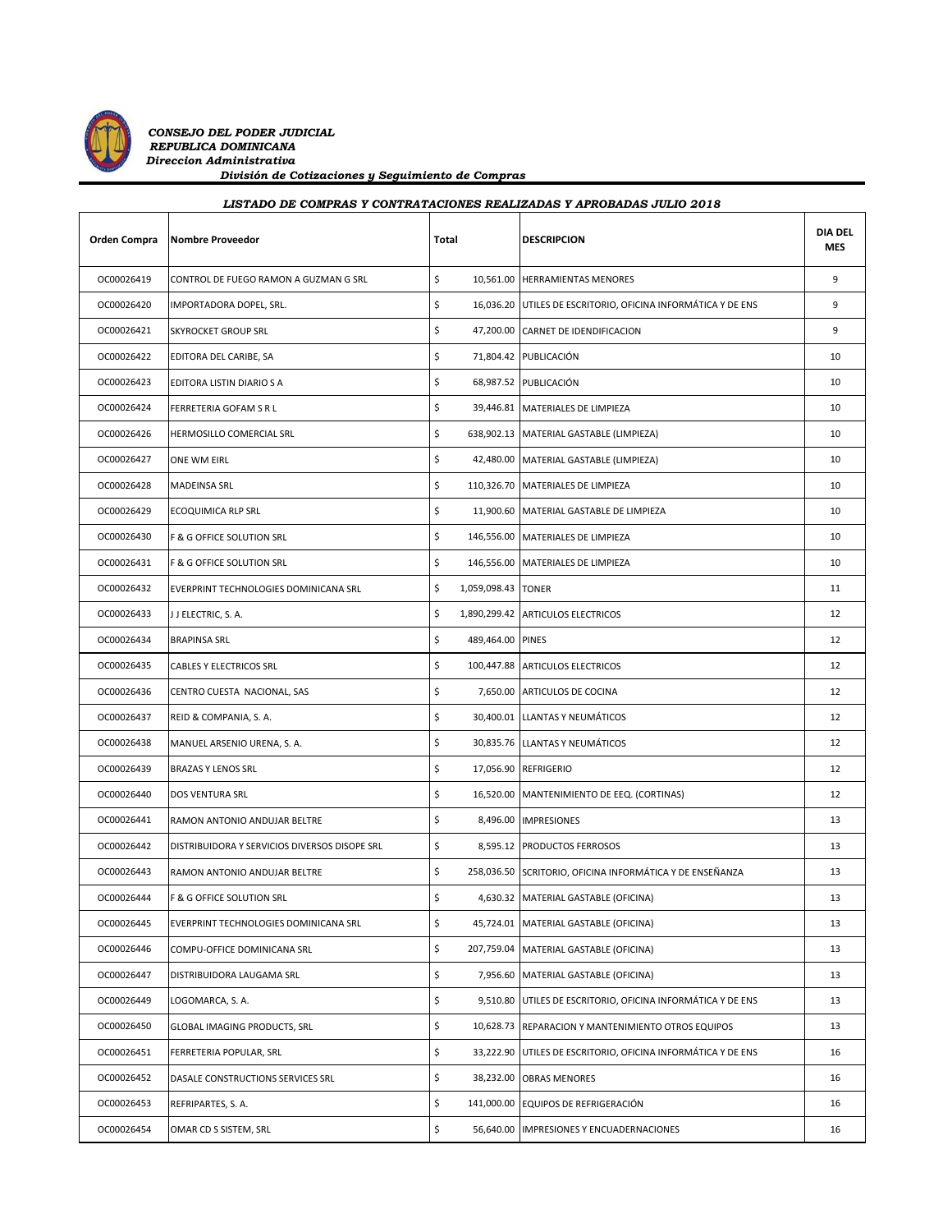*CONSEJO DEL PODER JUDICIAL*
*REPUBLICA DOMINICANA*
*Direccion Administrativa*
*División de Cotizaciones y Seguimiento de Compras*

***LISTADO DE COMPRAS Y CONTRATACIONES REALIZADAS Y APROBADAS JULIO 2018***

| Orden Compra | Nombre Proveedor | Total | DESCRIPCION | DIA DEL MES |
|---|---|---|---|---|
| OC00026419 | CONTROL DE FUEGO RAMON A GUZMAN G SRL | $ 10,561.00 | HERRAMIENTAS MENORES | 9 |
| OC00026420 | IMPORTADORA DOPEL, SRL. | $ 16,036.20 | UTILES DE ESCRITORIO, OFICINA INFORMÁTICA Y DE ENS | 9 |
| OC00026421 | SKYROCKET GROUP SRL | $ 47,200.00 | CARNET DE IDENDIFICACION | 9 |
| OC00026422 | EDITORA DEL CARIBE, SA | $ 71,804.42 | PUBLICACIÓN | 10 |
| OC00026423 | EDITORA LISTIN DIARIO S A | $ 68,987.52 | PUBLICACIÓN | 10 |
| OC00026424 | FERRETERIA GOFAM S R L | $ 39,446.81 | MATERIALES DE LIMPIEZA | 10 |
| OC00026426 | HERMOSILLO COMERCIAL SRL | $ 638,902.13 | MATERIAL GASTABLE (LIMPIEZA) | 10 |
| OC00026427 | ONE WM EIRL | $ 42,480.00 | MATERIAL GASTABLE (LIMPIEZA) | 10 |
| OC00026428 | MADEINSA SRL | $ 110,326.70 | MATERIALES DE LIMPIEZA | 10 |
| OC00026429 | ECOQUIMICA RLP SRL | $ 11,900.60 | MATERIAL GASTABLE DE LIMPIEZA | 10 |
| OC00026430 | F & G OFFICE SOLUTION SRL | $ 146,556.00 | MATERIALES DE LIMPIEZA | 10 |
| OC00026431 | F & G OFFICE SOLUTION SRL | $ 146,556.00 | MATERIALES DE LIMPIEZA | 10 |
| OC00026432 | EVERPRINT TECHNOLOGIES DOMINICANA SRL | $ 1,059,098.43 | TONER | 11 |
| OC00026433 | J J ELECTRIC, S. A. | $ 1,890,299.42 | ARTICULOS ELECTRICOS | 12 |
| OC00026434 | BRAPINSA SRL | $ 489,464.00 | PINES | 12 |
| OC00026435 | CABLES Y ELECTRICOS SRL | $ 100,447.88 | ARTICULOS ELECTRICOS | 12 |
| OC00026436 | CENTRO CUESTA NACIONAL, SAS | $ 7,650.00 | ARTICULOS DE COCINA | 12 |
| OC00026437 | REID & COMPANIA, S. A. | $ 30,400.01 | LLANTAS Y NEUMÁTICOS | 12 |
| OC00026438 | MANUEL ARSENIO URENA, S. A. | $ 30,835.76 | LLANTAS Y NEUMÁTICOS | 12 |
| OC00026439 | BRAZAS Y LENOS SRL | $ 17,056.90 | REFRIGERIO | 12 |
| OC00026440 | DOS VENTURA SRL | $ 16,520.00 | MANTENIMIENTO DE EEQ. (CORTINAS) | 12 |
| OC00026441 | RAMON ANTONIO ANDUJAR BELTRE | $ 8,496.00 | IMPRESIONES | 13 |
| OC00026442 | DISTRIBUIDORA Y SERVICIOS DIVERSOS DISOPE SRL | $ 8,595.12 | PRODUCTOS FERROSOS | 13 |
| OC00026443 | RAMON ANTONIO ANDUJAR BELTRE | $ 258,036.50 | SCRITORIO, OFICINA INFORMÁTICA Y DE ENSEÑANZA | 13 |
| OC00026444 | F & G OFFICE SOLUTION SRL | $ 4,630.32 | MATERIAL GASTABLE (OFICINA) | 13 |
| OC00026445 | EVERPRINT TECHNOLOGIES DOMINICANA SRL | $ 45,724.01 | MATERIAL GASTABLE (OFICINA) | 13 |
| OC00026446 | COMPU-OFFICE DOMINICANA SRL | $ 207,759.04 | MATERIAL GASTABLE (OFICINA) | 13 |
| OC00026447 | DISTRIBUIDORA LAUGAMA SRL | $ 7,956.60 | MATERIAL GASTABLE (OFICINA) | 13 |
| OC00026449 | LOGOMARCA, S. A. | $ 9,510.80 | UTILES DE ESCRITORIO, OFICINA INFORMÁTICA Y DE ENS | 13 |
| OC00026450 | GLOBAL IMAGING PRODUCTS, SRL | $ 10,628.73 | REPARACION Y MANTENIMIENTO OTROS EQUIPOS | 13 |
| OC00026451 | FERRETERIA POPULAR, SRL | $ 33,222.90 | UTILES DE ESCRITORIO, OFICINA INFORMÁTICA Y DE ENS | 16 |
| OC00026452 | DASALE CONSTRUCTIONS SERVICES SRL | $ 38,232.00 | OBRAS MENORES | 16 |
| OC00026453 | REFRIPARTES, S. A. | $ 141,000.00 | EQUIPOS DE REFRIGERACIÓN | 16 |
| OC00026454 | OMAR CD S SISTEM, SRL | $ 56,640.00 | IMPRESIONES Y ENCUADERNACIONES | 16 |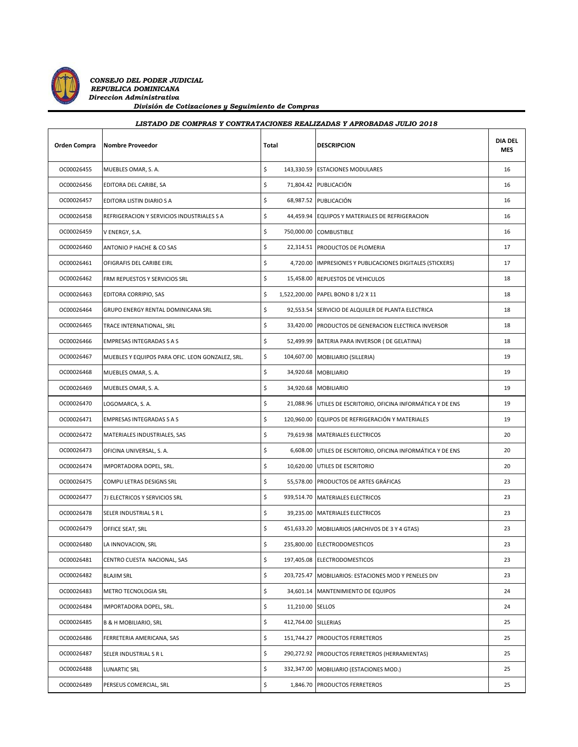*CONSEJO DEL PODER JUDICIAL*
*REPUBLICA DOMINICANA*
*Direccion Administrativa*
*División de Cotizaciones y Seguimiento de Compras*

### *LISTADO DE COMPRAS Y CONTRATACIONES REALIZADAS Y APROBADAS JULIO 2018*

| Orden Compra | Nombre Proveedor | Total | DESCRIPCION | DIA DEL MES |
|---|---|---|---|---|
| OC00026455 | MUEBLES OMAR, S. A. | $ 143,330.59 | ESTACIONES MODULARES | 16 |
| OC00026456 | EDITORA DEL CARIBE, SA | $ 71,804.42 | PUBLICACIÓN | 16 |
| OC00026457 | EDITORA LISTIN DIARIO S A | $ 68,987.52 | PUBLICACIÓN | 16 |
| OC00026458 | REFRIGERACION Y SERVICIOS INDUSTRIALES S A | $ 44,459.94 | EQUIPOS Y MATERIALES DE REFRIGERACION | 16 |
| OC00026459 | V ENERGY, S.A. | $ 750,000.00 | COMBUSTIBLE | 16 |
| OC00026460 | ANTONIO P HACHE & CO SAS | $ 22,314.51 | PRODUCTOS DE PLOMERIA | 17 |
| OC00026461 | OFIGRAFIS DEL CARIBE EIRL | $ 4,720.00 | IMPRESIONES Y PUBLICACIONES DIGITALES (STICKERS) | 17 |
| OC00026462 | FRM REPUESTOS Y SERVICIOS SRL | $ 15,458.00 | REPUESTOS DE VEHICULOS | 18 |
| OC00026463 | EDITORA CORRIPIO, SAS | $ 1,522,200.00 | PAPEL BOND 8 1/2 X 11 | 18 |
| OC00026464 | GRUPO ENERGY RENTAL DOMINICANA SRL | $ 92,553.54 | SERVICIO DE ALQUILER DE PLANTA ELECTRICA | 18 |
| OC00026465 | TRACE INTERNATIONAL, SRL | $ 33,420.00 | PRODUCTOS DE GENERACION ELECTRICA INVERSOR | 18 |
| OC00026466 | EMPRESAS INTEGRADAS S A S | $ 52,499.99 | BATERIA PARA INVERSOR ( DE GELATINA) | 18 |
| OC00026467 | MUEBLES Y EQUIPOS PARA OFIC. LEON GONZALEZ, SRL. | $ 104,607.00 | MOBILIARIO (SILLERIA) | 19 |
| OC00026468 | MUEBLES OMAR, S. A. | $ 34,920.68 | MOBILIARIO | 19 |
| OC00026469 | MUEBLES OMAR, S. A. | $ 34,920.68 | MOBILIARIO | 19 |
| OC00026470 | LOGOMARCA, S. A. | $ 21,088.96 | UTILES DE ESCRITORIO, OFICINA INFORMÁTICA Y DE ENS | 19 |
| OC00026471 | EMPRESAS INTEGRADAS S A S | $ 120,960.00 | EQUIPOS DE REFRIGERACIÓN Y MATERIALES | 19 |
| OC00026472 | MATERIALES INDUSTRIALES, SAS | $ 79,619.98 | MATERIALES ELECTRICOS | 20 |
| OC00026473 | OFICINA UNIVERSAL, S. A. | $ 6,608.00 | UTILES DE ESCRITORIO, OFICINA INFORMÁTICA Y DE ENS | 20 |
| OC00026474 | IMPORTADORA DOPEL, SRL. | $ 10,620.00 | UTILES DE ESCRITORIO | 20 |
| OC00026475 | COMPU LETRAS DESIGNS SRL | $ 55,578.00 | PRODUCTOS DE ARTES GRÁFICAS | 23 |
| OC00026477 | 7J ELECTRICOS Y SERVICIOS SRL | $ 939,514.70 | MATERIALES ELECTRICOS | 23 |
| OC00026478 | SELER INDUSTRIAL S R L | $ 39,235.00 | MATERIALES ELECTRICOS | 23 |
| OC00026479 | OFFICE SEAT, SRL | $ 451,633.20 | MOBILIARIOS (ARCHIVOS DE 3 Y 4 GTAS) | 23 |
| OC00026480 | LA INNOVACION, SRL | $ 235,800.00 | ELECTRODOMESTICOS | 23 |
| OC00026481 | CENTRO CUESTA NACIONAL, SAS | $ 197,405.08 | ELECTRODOMESTICOS | 23 |
| OC00026482 | BLAJIM SRL | $ 203,725.47 | MOBILIARIOS: ESTACIONES MOD Y PENELES DIV | 23 |
| OC00026483 | METRO TECNOLOGIA SRL | $ 34,601.14 | MANTENIMIENTO DE EQUIPOS | 24 |
| OC00026484 | IMPORTADORA DOPEL, SRL. | $ 11,210.00 | SELLOS | 24 |
| OC00026485 | B & H MOBILIARIO, SRL | $ 412,764.00 | SILLERIAS | 25 |
| OC00026486 | FERRETERIA AMERICANA, SAS | $ 151,744.27 | PRODUCTOS FERRETEROS | 25 |
| OC00026487 | SELER INDUSTRIAL S R L | $ 290,272.92 | PRODUCTOS FERRETEROS (HERRAMIENTAS) | 25 |
| OC00026488 | LUNARTIC SRL | $ 332,347.00 | MOBILIARIO (ESTACIONES MOD.) | 25 |
| OC00026489 | PERSEUS COMERCIAL, SRL | $ 1,846.70 | PRODUCTOS FERRETEROS | 25 |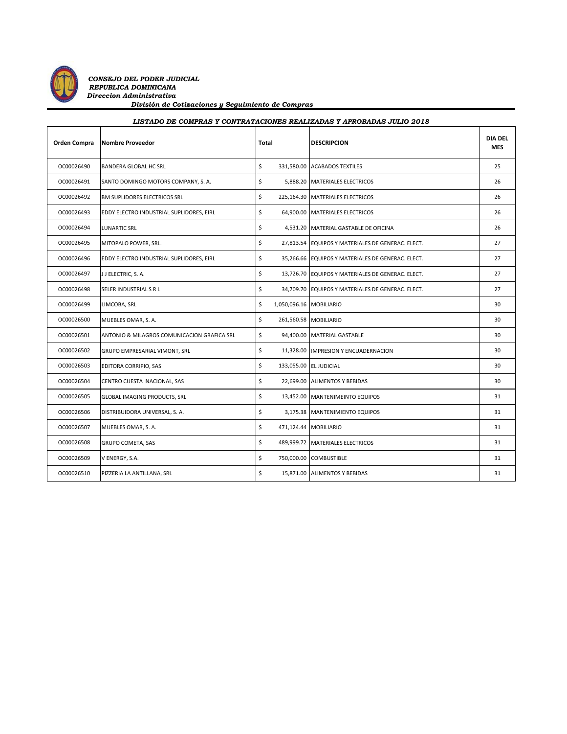*CONSEJO DEL PODER JUDICIAL*
*REPUBLICA DOMINICANA*
*Direccion Administrativa*
*División de Cotizaciones y Seguimiento de Compras*

***LISTADO DE COMPRAS Y CONTRATACIONES REALIZADAS Y APROBADAS JULIO 2018***

| Orden Compra | Nombre Proveedor | Total | DESCRIPCION | DIA DEL MES |
|---|---|---|---|---|
| OC00026490 | BANDERA GLOBAL HC SRL | $ 331,580.00 | ACABADOS TEXTILES | 25 |
| OC00026491 | SANTO DOMINGO MOTORS COMPANY, S. A. | $ 5,888.20 | MATERIALES ELECTRICOS | 26 |
| OC00026492 | BM SUPLIDORES ELECTRICOS SRL | $ 225,164.30 | MATERIALES ELECTRICOS | 26 |
| OC00026493 | EDDY ELECTRO INDUSTRIAL SUPLIDORES, EIRL | $ 64,900.00 | MATERIALES ELECTRICOS | 26 |
| OC00026494 | LUNARTIC SRL | $ 4,531.20 | MATERIAL GASTABLE DE OFICINA | 26 |
| OC00026495 | MITOPALO POWER, SRL. | $ 27,813.54 | EQUIPOS Y MATERIALES DE GENERAC. ELECT. | 27 |
| OC00026496 | EDDY ELECTRO INDUSTRIAL SUPLIDORES, EIRL | $ 35,266.66 | EQUIPOS Y MATERIALES DE GENERAC. ELECT. | 27 |
| OC00026497 | J J ELECTRIC, S. A. | $ 13,726.70 | EQUIPOS Y MATERIALES DE GENERAC. ELECT. | 27 |
| OC00026498 | SELER INDUSTRIAL S R L | $ 34,709.70 | EQUIPOS Y MATERIALES DE GENERAC. ELECT. | 27 |
| OC00026499 | LIMCOBA, SRL | $ 1,050,096.16 | MOBILIARIO | 30 |
| OC00026500 | MUEBLES OMAR, S. A. | $ 261,560.58 | MOBILIARIO | 30 |
| OC00026501 | ANTONIO & MILAGROS COMUNICACION GRAFICA SRL | $ 94,400.00 | MATERIAL GASTABLE | 30 |
| OC00026502 | GRUPO EMPRESARIAL VIMONT, SRL | $ 11,328.00 | IMPRESION Y ENCUADERNACION | 30 |
| OC00026503 | EDITORA CORRIPIO, SAS | $ 133,055.00 | EL JUDICIAL | 30 |
| OC00026504 | CENTRO CUESTA NACIONAL, SAS | $ 22,699.00 | ALIMENTOS Y BEBIDAS | 30 |
| OC00026505 | GLOBAL IMAGING PRODUCTS, SRL | $ 13,452.00 | MANTENIMEINTO EQUIPOS | 31 |
| OC00026506 | DISTRIBUIDORA UNIVERSAL, S. A. | $ 3,175.38 | MANTENIMIENTO EQUIPOS | 31 |
| OC00026507 | MUEBLES OMAR, S. A. | $ 471,124.44 | MOBILIARIO | 31 |
| OC00026508 | GRUPO COMETA, SAS | $ 489,999.72 | MATERIALES ELECTRICOS | 31 |
| OC00026509 | V ENERGY, S.A. | $ 750,000.00 | COMBUSTIBLE | 31 |
| OC00026510 | PIZZERIA LA ANTILLANA, SRL | $ 15,871.00 | ALIMENTOS Y BEBIDAS | 31 |